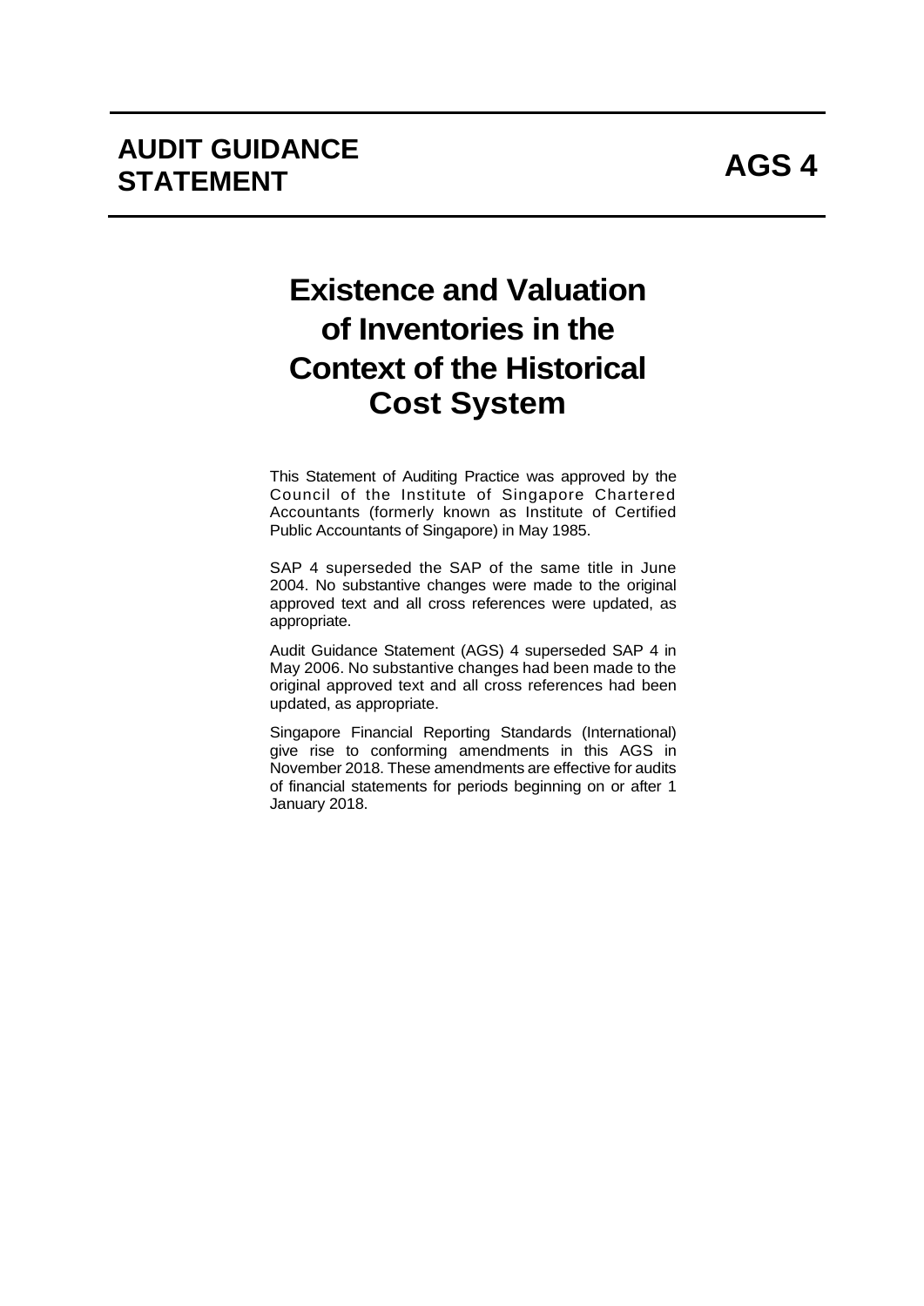# AUDIT GUIDANCE STATEMENT

# AGS 4

## Existence and Valuation of Inventories in the Context of the Historical Cost System

This Statement of Auditing Practice was approved by the Council of the Institute of Singapore Chartered Accountants (formerly known as Institute of Certified Public Accountants of Singapore) in May 1985.

SAP 4 superseded the SAP of the same title in June 2004. No substantive changes were made to the original approved text and all cross references were updated, as appropriate.

Audit Guidance Statement (AGS) 4 superseded SAP 4 in May 2006. No substantive changes had been made to the original approved text and all cross references had been updated, as appropriate.

Singapore Financial Reporting Standards (International) give rise to conforming amendments in this AGS in November 2018. These amendments are effective for audits of financial statements for periods beginning on or after 1 January 2018.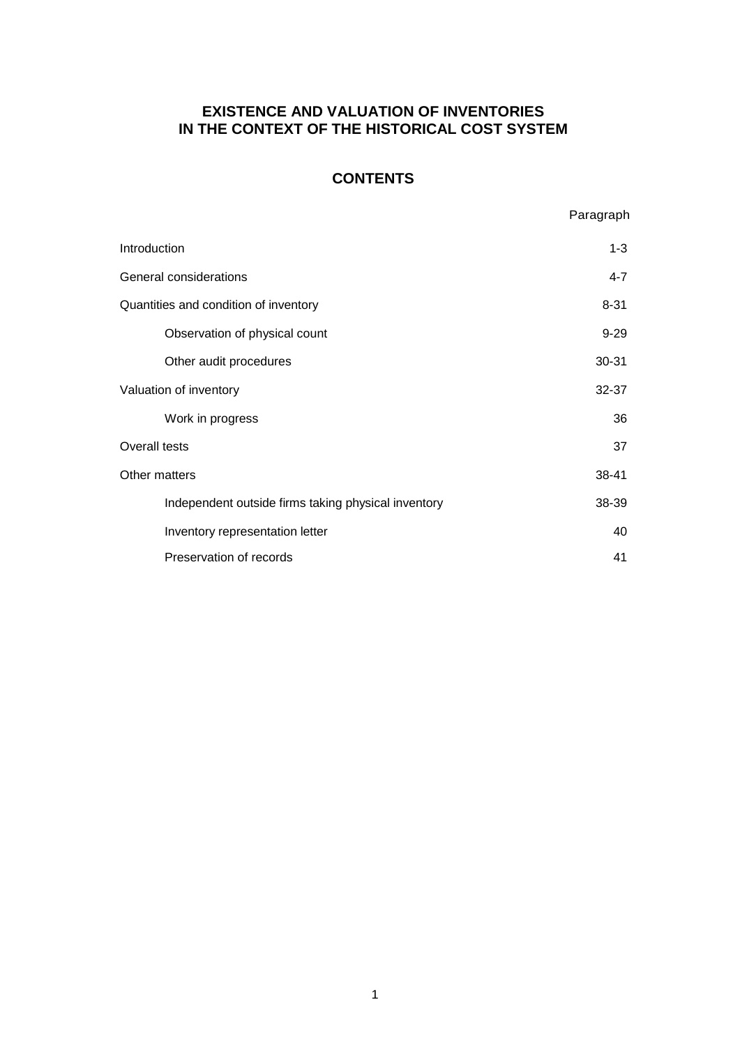# EXISTENCE AND VALUATION OF INVENTORIES IN THE CONTEXT OF THE HISTORICAL COST SYSTEM

## CONTENTS

| | Paragraph |
|---|---|
| Introduction | 1-3 |
| General considerations | 4-7 |
| Quantities and condition of inventory | 8-31 |
| Observation of physical count | 9-29 |
| Other audit procedures | 30-31 |
| Valuation of inventory | 32-37 |
| Work in progress | 36 |
| Overall tests | 37 |
| Other matters | 38-41 |
| Independent outside firms taking physical inventory | 38-39 |
| Inventory representation letter | 40 |
| Preservation of records | 41 |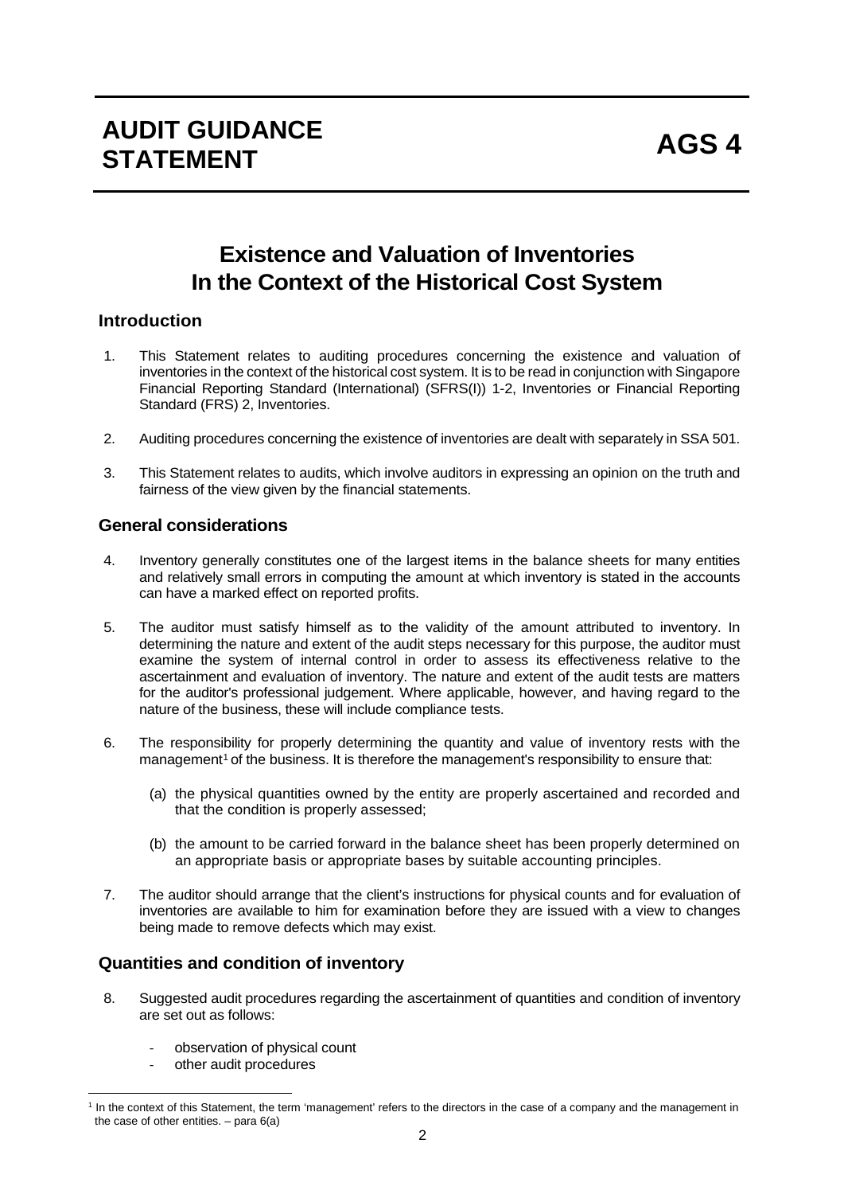# AUDIT GUIDANCE STATEMENT

# AGS 4

## Existence and Valuation of Inventories In the Context of the Historical Cost System

### Introduction

1. This Statement relates to auditing procedures concerning the existence and valuation of inventories in the context of the historical cost system. It is to be read in conjunction with Singapore Financial Reporting Standard (International) (SFRS(I)) 1-2, Inventories or Financial Reporting Standard (FRS) 2, Inventories.

2. Auditing procedures concerning the existence of inventories are dealt with separately in SSA 501.

3. This Statement relates to audits, which involve auditors in expressing an opinion on the truth and fairness of the view given by the financial statements.

### General considerations

4. Inventory generally constitutes one of the largest items in the balance sheets for many entities and relatively small errors in computing the amount at which inventory is stated in the accounts can have a marked effect on reported profits.

5. The auditor must satisfy himself as to the validity of the amount attributed to inventory. In determining the nature and extent of the audit steps necessary for this purpose, the auditor must examine the system of internal control in order to assess its effectiveness relative to the ascertainment and evaluation of inventory. The nature and extent of the audit tests are matters for the auditor's professional judgement. Where applicable, however, and having regard to the nature of the business, these will include compliance tests.

6. The responsibility for properly determining the quantity and value of inventory rests with the management[1] of the business. It is therefore the management's responsibility to ensure that:

   (a) the physical quantities owned by the entity are properly ascertained and recorded and that the condition is properly assessed;

   (b) the amount to be carried forward in the balance sheet has been properly determined on an appropriate basis or appropriate bases by suitable accounting principles.

7. The auditor should arrange that the client's instructions for physical counts and for evaluation of inventories are available to him for examination before they are issued with a view to changes being made to remove defects which may exist.

### Quantities and condition of inventory

8. Suggested audit procedures regarding the ascertainment of quantities and condition of inventory are set out as follows:

   - observation of physical count
   - other audit procedures

[1] In the context of this Statement, the term 'management' refers to the directors in the case of a company and the management in the case of other entities. – para 6(a)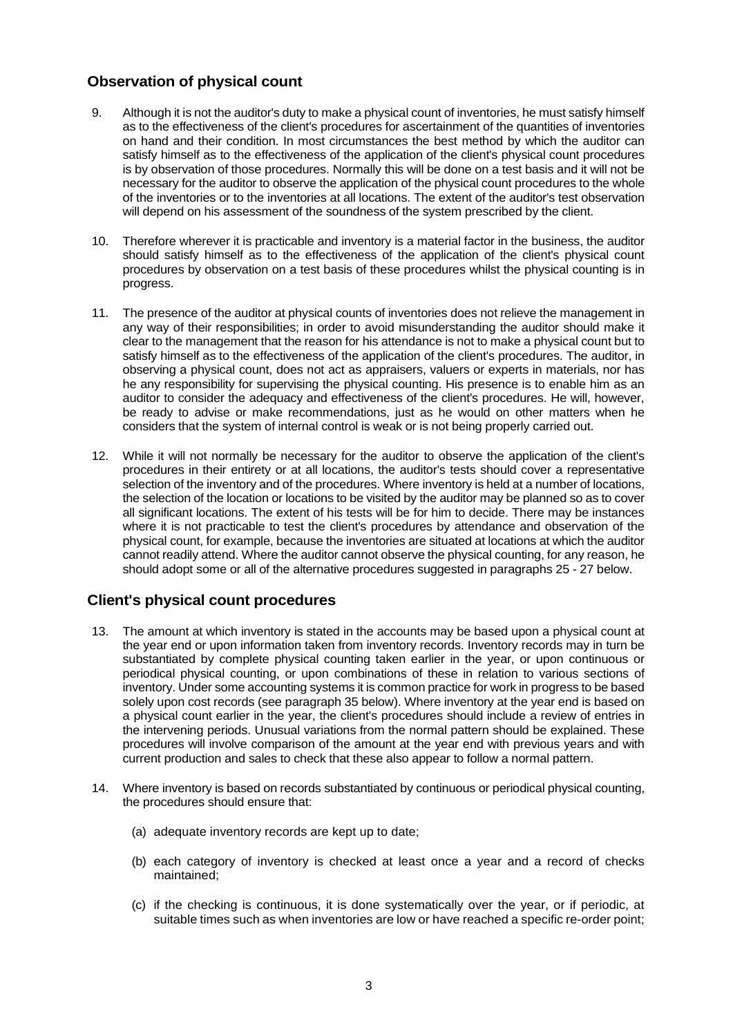## Observation of physical count

9. Although it is not the auditor's duty to make a physical count of inventories, he must satisfy himself as to the effectiveness of the client's procedures for ascertainment of the quantities of inventories on hand and their condition. In most circumstances the best method by which the auditor can satisfy himself as to the effectiveness of the application of the client's physical count procedures is by observation of those procedures. Normally this will be done on a test basis and it will not be necessary for the auditor to observe the application of the physical count procedures to the whole of the inventories or to the inventories at all locations. The extent of the auditor's test observation will depend on his assessment of the soundness of the system prescribed by the client.

10. Therefore wherever it is practicable and inventory is a material factor in the business, the auditor should satisfy himself as to the effectiveness of the application of the client's physical count procedures by observation on a test basis of these procedures whilst the physical counting is in progress.

11. The presence of the auditor at physical counts of inventories does not relieve the management in any way of their responsibilities; in order to avoid misunderstanding the auditor should make it clear to the management that the reason for his attendance is not to make a physical count but to satisfy himself as to the effectiveness of the application of the client's procedures. The auditor, in observing a physical count, does not act as appraisers, valuers or experts in materials, nor has he any responsibility for supervising the physical counting. His presence is to enable him as an auditor to consider the adequacy and effectiveness of the client's procedures. He will, however, be ready to advise or make recommendations, just as he would on other matters when he considers that the system of internal control is weak or is not being properly carried out.

12. While it will not normally be necessary for the auditor to observe the application of the client's procedures in their entirety or at all locations, the auditor's tests should cover a representative selection of the inventory and of the procedures. Where inventory is held at a number of locations, the selection of the location or locations to be visited by the auditor may be planned so as to cover all significant locations. The extent of his tests will be for him to decide. There may be instances where it is not practicable to test the client's procedures by attendance and observation of the physical count, for example, because the inventories are situated at locations at which the auditor cannot readily attend. Where the auditor cannot observe the physical counting, for any reason, he should adopt some or all of the alternative procedures suggested in paragraphs 25 - 27 below.

## Client's physical count procedures

13. The amount at which inventory is stated in the accounts may be based upon a physical count at the year end or upon information taken from inventory records. Inventory records may in turn be substantiated by complete physical counting taken earlier in the year, or upon continuous or periodical physical counting, or upon combinations of these in relation to various sections of inventory. Under some accounting systems it is common practice for work in progress to be based solely upon cost records (see paragraph 35 below). Where inventory at the year end is based on a physical count earlier in the year, the client's procedures should include a review of entries in the intervening periods. Unusual variations from the normal pattern should be explained. These procedures will involve comparison of the amount at the year end with previous years and with current production and sales to check that these also appear to follow a normal pattern.

14. Where inventory is based on records substantiated by continuous or periodical physical counting, the procedures should ensure that:

    (a) adequate inventory records are kept up to date;

    (b) each category of inventory is checked at least once a year and a record of checks maintained;

    (c) if the checking is continuous, it is done systematically over the year, or if periodic, at suitable times such as when inventories are low or have reached a specific re-order point;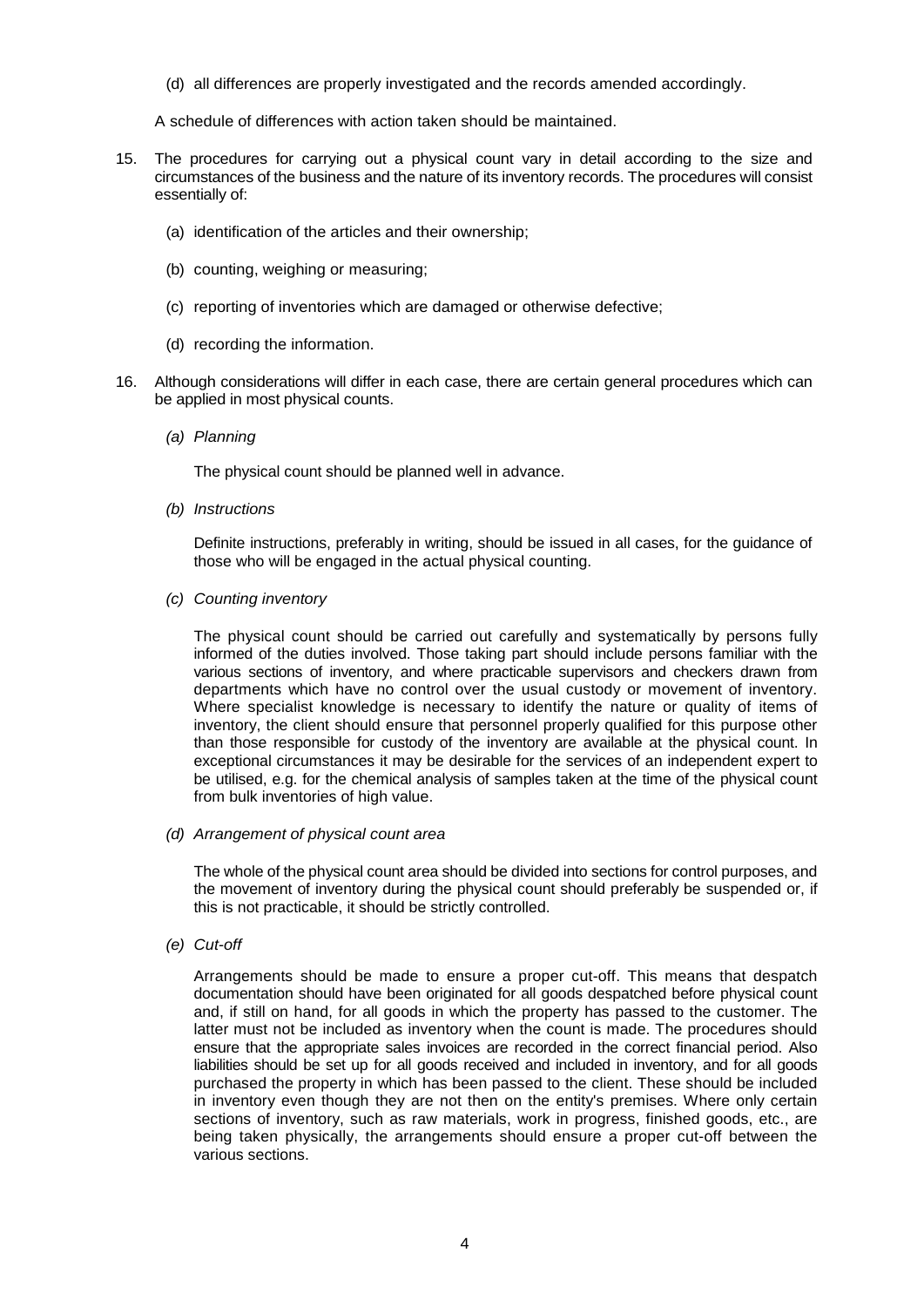(d) all differences are properly investigated and the records amended accordingly.

A schedule of differences with action taken should be maintained.

15. The procedures for carrying out a physical count vary in detail according to the size and circumstances of the business and the nature of its inventory records. The procedures will consist essentially of:

    (a) identification of the articles and their ownership;

    (b) counting, weighing or measuring;

    (c) reporting of inventories which are damaged or otherwise defective;

    (d) recording the information.

16. Although considerations will differ in each case, there are certain general procedures which can be applied in most physical counts.

    *(a) Planning*

    The physical count should be planned well in advance.

    *(b) Instructions*

    Definite instructions, preferably in writing, should be issued in all cases, for the guidance of those who will be engaged in the actual physical counting.

    *(c) Counting inventory*

    The physical count should be carried out carefully and systematically by persons fully informed of the duties involved. Those taking part should include persons familiar with the various sections of inventory, and where practicable supervisors and checkers drawn from departments which have no control over the usual custody or movement of inventory. Where specialist knowledge is necessary to identify the nature or quality of items of inventory, the client should ensure that personnel properly qualified for this purpose other than those responsible for custody of the inventory are available at the physical count. In exceptional circumstances it may be desirable for the services of an independent expert to be utilised, e.g. for the chemical analysis of samples taken at the time of the physical count from bulk inventories of high value.

    *(d) Arrangement of physical count area*

    The whole of the physical count area should be divided into sections for control purposes, and the movement of inventory during the physical count should preferably be suspended or, if this is not practicable, it should be strictly controlled.

    *(e) Cut-off*

    Arrangements should be made to ensure a proper cut-off. This means that despatch documentation should have been originated for all goods despatched before physical count and, if still on hand, for all goods in which the property has passed to the customer. The latter must not be included as inventory when the count is made. The procedures should ensure that the appropriate sales invoices are recorded in the correct financial period. Also liabilities should be set up for all goods received and included in inventory, and for all goods purchased the property in which has been passed to the client. These should be included in inventory even though they are not then on the entity's premises. Where only certain sections of inventory, such as raw materials, work in progress, finished goods, etc., are being taken physically, the arrangements should ensure a proper cut-off between the various sections.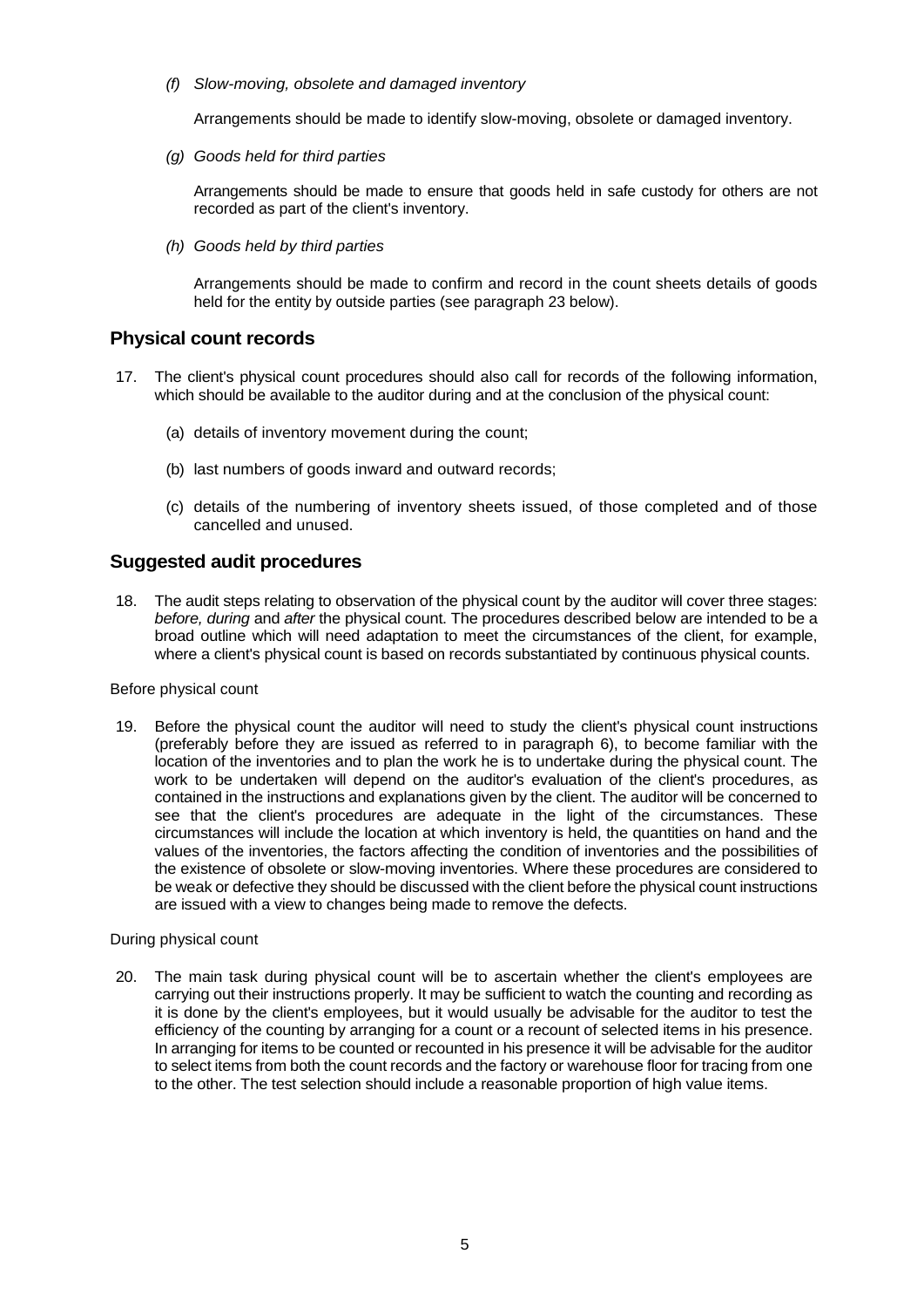*(f) Slow-moving, obsolete and damaged inventory*

Arrangements should be made to identify slow-moving, obsolete or damaged inventory.

*(g) Goods held for third parties*

Arrangements should be made to ensure that goods held in safe custody for others are not recorded as part of the client's inventory.

*(h) Goods held by third parties*

Arrangements should be made to confirm and record in the count sheets details of goods held for the entity by outside parties (see paragraph 23 below).

## Physical count records

17. The client's physical count procedures should also call for records of the following information, which should be available to the auditor during and at the conclusion of the physical count:

    (a) details of inventory movement during the count;

    (b) last numbers of goods inward and outward records;

    (c) details of the numbering of inventory sheets issued, of those completed and of those cancelled and unused.

## Suggested audit procedures

18. The audit steps relating to observation of the physical count by the auditor will cover three stages: *before, during* and *after* the physical count. The procedures described below are intended to be a broad outline which will need adaptation to meet the circumstances of the client, for example, where a client's physical count is based on records substantiated by continuous physical counts.

Before physical count

19. Before the physical count the auditor will need to study the client's physical count instructions (preferably before they are issued as referred to in paragraph 6), to become familiar with the location of the inventories and to plan the work he is to undertake during the physical count. The work to be undertaken will depend on the auditor's evaluation of the client's procedures, as contained in the instructions and explanations given by the client. The auditor will be concerned to see that the client's procedures are adequate in the light of the circumstances. These circumstances will include the location at which inventory is held, the quantities on hand and the values of the inventories, the factors affecting the condition of inventories and the possibilities of the existence of obsolete or slow-moving inventories. Where these procedures are considered to be weak or defective they should be discussed with the client before the physical count instructions are issued with a view to changes being made to remove the defects.

During physical count

20. The main task during physical count will be to ascertain whether the client's employees are carrying out their instructions properly. It may be sufficient to watch the counting and recording as it is done by the client's employees, but it would usually be advisable for the auditor to test the efficiency of the counting by arranging for a count or a recount of selected items in his presence. In arranging for items to be counted or recounted in his presence it will be advisable for the auditor to select items from both the count records and the factory or warehouse floor for tracing from one to the other. The test selection should include a reasonable proportion of high value items.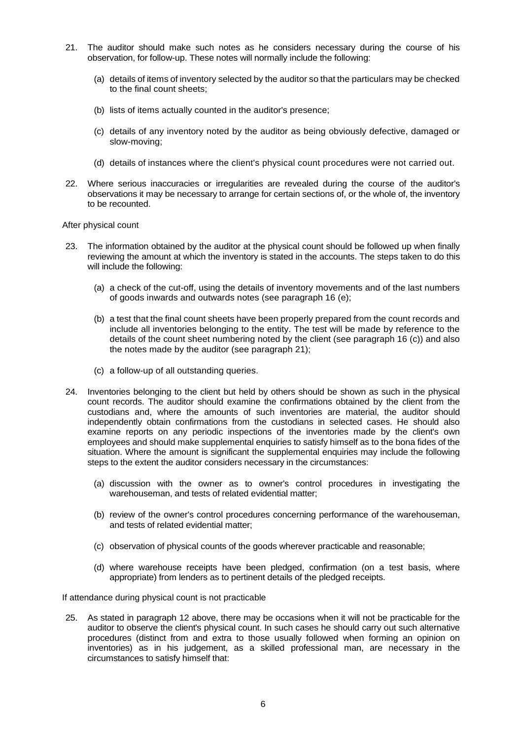21. The auditor should make such notes as he considers necessary during the course of his observation, for follow-up. These notes will normally include the following:

    (a) details of items of inventory selected by the auditor so that the particulars may be checked to the final count sheets;

    (b) lists of items actually counted in the auditor's presence;

    (c) details of any inventory noted by the auditor as being obviously defective, damaged or slow-moving;

    (d) details of instances where the client's physical count procedures were not carried out.

22. Where serious inaccuracies or irregularities are revealed during the course of the auditor's observations it may be necessary to arrange for certain sections of, or the whole of, the inventory to be recounted.

After physical count

23. The information obtained by the auditor at the physical count should be followed up when finally reviewing the amount at which the inventory is stated in the accounts. The steps taken to do this will include the following:

    (a) a check of the cut-off, using the details of inventory movements and of the last numbers of goods inwards and outwards notes (see paragraph 16 (e);

    (b) a test that the final count sheets have been properly prepared from the count records and include all inventories belonging to the entity. The test will be made by reference to the details of the count sheet numbering noted by the client (see paragraph 16 (c)) and also the notes made by the auditor (see paragraph 21);

    (c) a follow-up of all outstanding queries.

24. Inventories belonging to the client but held by others should be shown as such in the physical count records. The auditor should examine the confirmations obtained by the client from the custodians and, where the amounts of such inventories are material, the auditor should independently obtain confirmations from the custodians in selected cases. He should also examine reports on any periodic inspections of the inventories made by the client's own employees and should make supplemental enquiries to satisfy himself as to the bona fides of the situation. Where the amount is significant the supplemental enquiries may include the following steps to the extent the auditor considers necessary in the circumstances:

    (a) discussion with the owner as to owner's control procedures in investigating the warehouseman, and tests of related evidential matter;

    (b) review of the owner's control procedures concerning performance of the warehouseman, and tests of related evidential matter;

    (c) observation of physical counts of the goods wherever practicable and reasonable;

    (d) where warehouse receipts have been pledged, confirmation (on a test basis, where appropriate) from lenders as to pertinent details of the pledged receipts.

If attendance during physical count is not practicable

25. As stated in paragraph 12 above, there may be occasions when it will not be practicable for the auditor to observe the client's physical count. In such cases he should carry out such alternative procedures (distinct from and extra to those usually followed when forming an opinion on inventories) as in his judgement, as a skilled professional man, are necessary in the circumstances to satisfy himself that: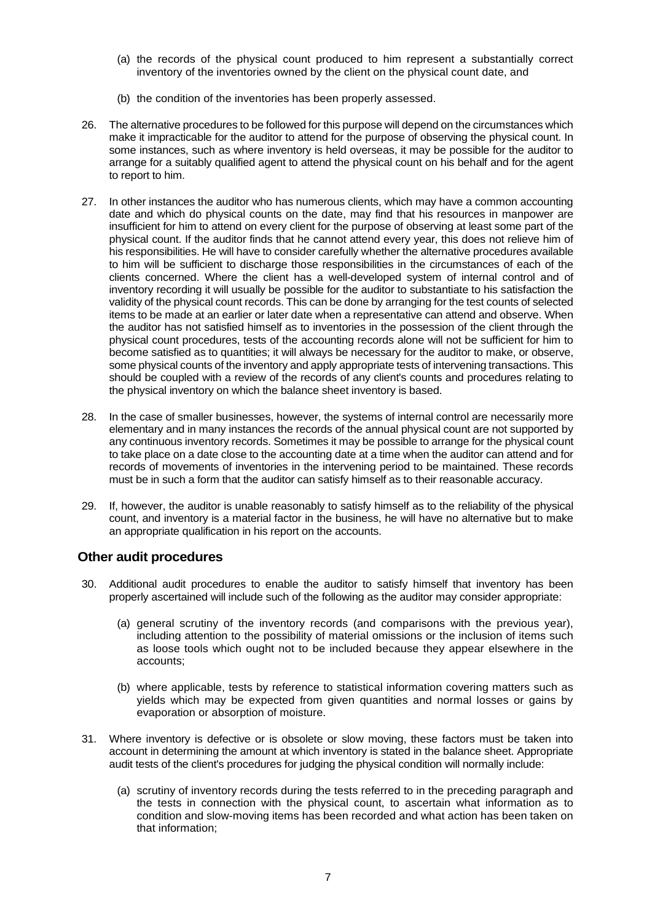(a) the records of the physical count produced to him represent a substantially correct inventory of the inventories owned by the client on the physical count date, and

(b) the condition of the inventories has been properly assessed.

26. The alternative procedures to be followed for this purpose will depend on the circumstances which make it impracticable for the auditor to attend for the purpose of observing the physical count. In some instances, such as where inventory is held overseas, it may be possible for the auditor to arrange for a suitably qualified agent to attend the physical count on his behalf and for the agent to report to him.

27. In other instances the auditor who has numerous clients, which may have a common accounting date and which do physical counts on the date, may find that his resources in manpower are insufficient for him to attend on every client for the purpose of observing at least some part of the physical count. If the auditor finds that he cannot attend every year, this does not relieve him of his responsibilities. He will have to consider carefully whether the alternative procedures available to him will be sufficient to discharge those responsibilities in the circumstances of each of the clients concerned. Where the client has a well-developed system of internal control and of inventory recording it will usually be possible for the auditor to substantiate to his satisfaction the validity of the physical count records. This can be done by arranging for the test counts of selected items to be made at an earlier or later date when a representative can attend and observe. When the auditor has not satisfied himself as to inventories in the possession of the client through the physical count procedures, tests of the accounting records alone will not be sufficient for him to become satisfied as to quantities; it will always be necessary for the auditor to make, or observe, some physical counts of the inventory and apply appropriate tests of intervening transactions. This should be coupled with a review of the records of any client's counts and procedures relating to the physical inventory on which the balance sheet inventory is based.

28. In the case of smaller businesses, however, the systems of internal control are necessarily more elementary and in many instances the records of the annual physical count are not supported by any continuous inventory records. Sometimes it may be possible to arrange for the physical count to take place on a date close to the accounting date at a time when the auditor can attend and for records of movements of inventories in the intervening period to be maintained. These records must be in such a form that the auditor can satisfy himself as to their reasonable accuracy.

29. If, however, the auditor is unable reasonably to satisfy himself as to the reliability of the physical count, and inventory is a material factor in the business, he will have no alternative but to make an appropriate qualification in his report on the accounts.

## Other audit procedures

30. Additional audit procedures to enable the auditor to satisfy himself that inventory has been properly ascertained will include such of the following as the auditor may consider appropriate:

    (a) general scrutiny of the inventory records (and comparisons with the previous year), including attention to the possibility of material omissions or the inclusion of items such as loose tools which ought not to be included because they appear elsewhere in the accounts;

    (b) where applicable, tests by reference to statistical information covering matters such as yields which may be expected from given quantities and normal losses or gains by evaporation or absorption of moisture.

31. Where inventory is defective or is obsolete or slow moving, these factors must be taken into account in determining the amount at which inventory is stated in the balance sheet. Appropriate audit tests of the client's procedures for judging the physical condition will normally include:

    (a) scrutiny of inventory records during the tests referred to in the preceding paragraph and the tests in connection with the physical count, to ascertain what information as to condition and slow-moving items has been recorded and what action has been taken on that information;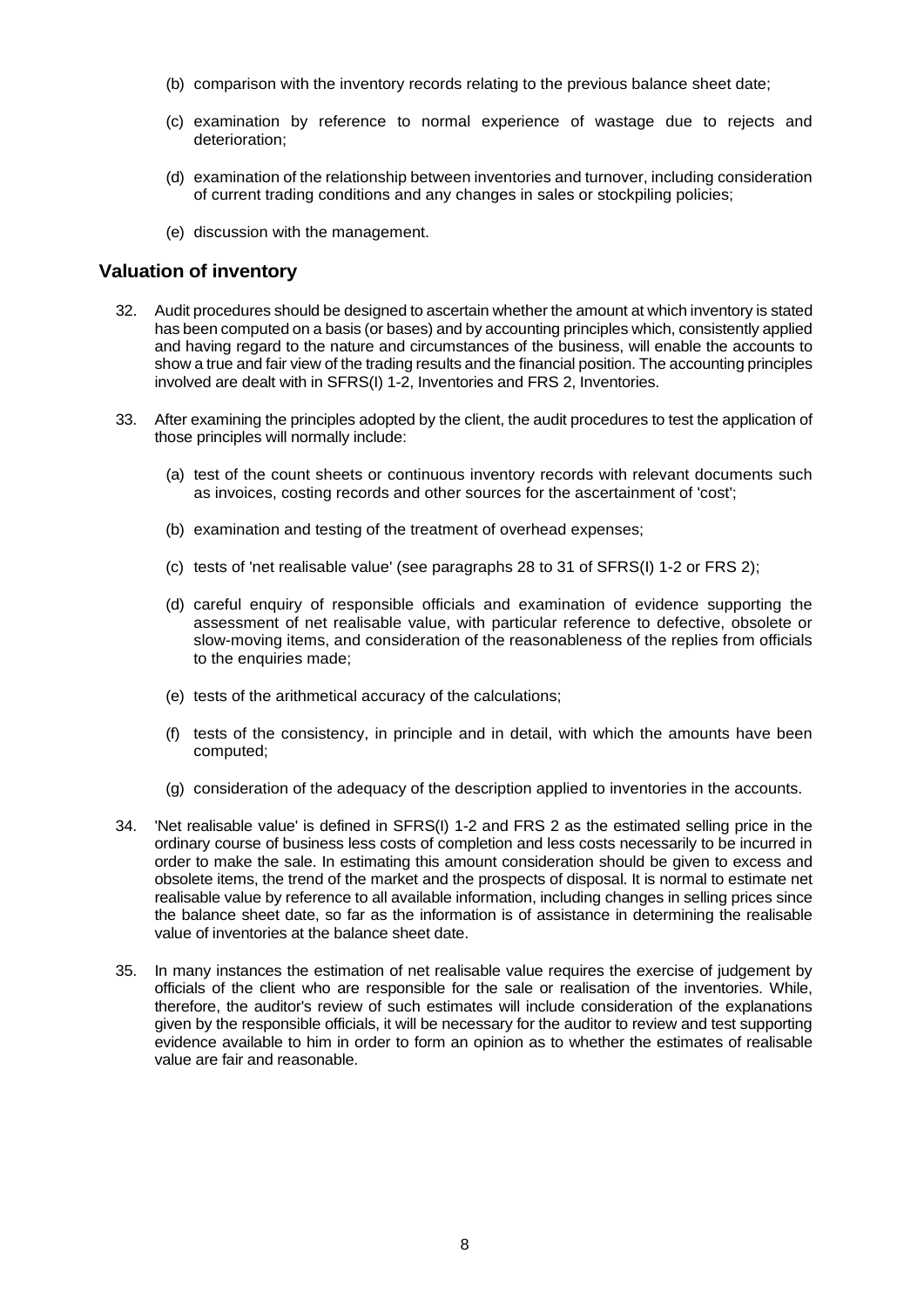(b) comparison with the inventory records relating to the previous balance sheet date;

(c) examination by reference to normal experience of wastage due to rejects and deterioration;

(d) examination of the relationship between inventories and turnover, including consideration of current trading conditions and any changes in sales or stockpiling policies;

(e) discussion with the management.

## Valuation of inventory

32. Audit procedures should be designed to ascertain whether the amount at which inventory is stated has been computed on a basis (or bases) and by accounting principles which, consistently applied and having regard to the nature and circumstances of the business, will enable the accounts to show a true and fair view of the trading results and the financial position. The accounting principles involved are dealt with in SFRS(I) 1-2, Inventories and FRS 2, Inventories.

33. After examining the principles adopted by the client, the audit procedures to test the application of those principles will normally include:

    (a) test of the count sheets or continuous inventory records with relevant documents such as invoices, costing records and other sources for the ascertainment of 'cost';

    (b) examination and testing of the treatment of overhead expenses;

    (c) tests of 'net realisable value' (see paragraphs 28 to 31 of SFRS(I) 1-2 or FRS 2);

    (d) careful enquiry of responsible officials and examination of evidence supporting the assessment of net realisable value, with particular reference to defective, obsolete or slow-moving items, and consideration of the reasonableness of the replies from officials to the enquiries made;

    (e) tests of the arithmetical accuracy of the calculations;

    (f) tests of the consistency, in principle and in detail, with which the amounts have been computed;

    (g) consideration of the adequacy of the description applied to inventories in the accounts.

34. 'Net realisable value' is defined in SFRS(I) 1-2 and FRS 2 as the estimated selling price in the ordinary course of business less costs of completion and less costs necessarily to be incurred in order to make the sale. In estimating this amount consideration should be given to excess and obsolete items, the trend of the market and the prospects of disposal. It is normal to estimate net realisable value by reference to all available information, including changes in selling prices since the balance sheet date, so far as the information is of assistance in determining the realisable value of inventories at the balance sheet date.

35. In many instances the estimation of net realisable value requires the exercise of judgement by officials of the client who are responsible for the sale or realisation of the inventories. While, therefore, the auditor's review of such estimates will include consideration of the explanations given by the responsible officials, it will be necessary for the auditor to review and test supporting evidence available to him in order to form an opinion as to whether the estimates of realisable value are fair and reasonable.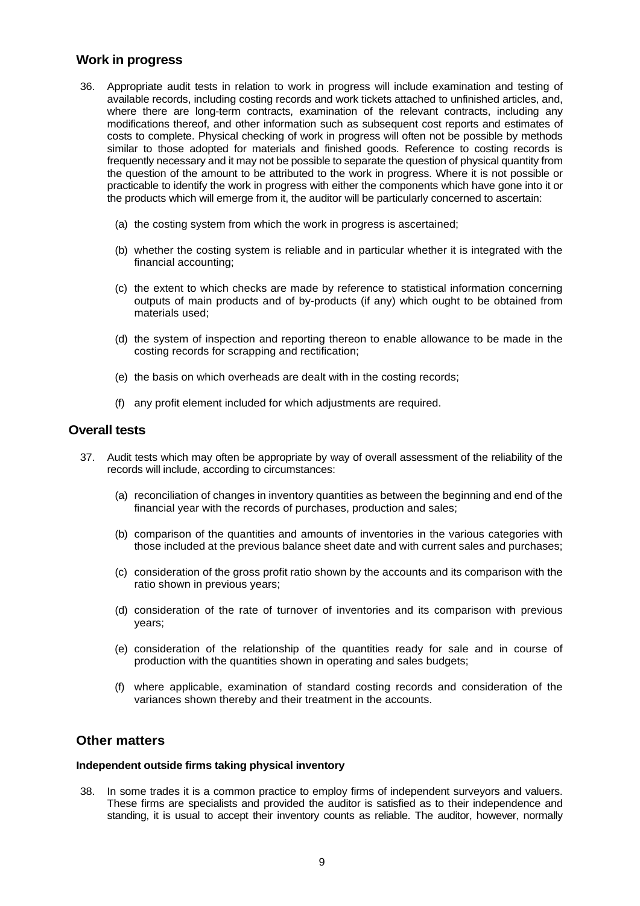## Work in progress

36. Appropriate audit tests in relation to work in progress will include examination and testing of available records, including costing records and work tickets attached to unfinished articles, and, where there are long-term contracts, examination of the relevant contracts, including any modifications thereof, and other information such as subsequent cost reports and estimates of costs to complete. Physical checking of work in progress will often not be possible by methods similar to those adopted for materials and finished goods. Reference to costing records is frequently necessary and it may not be possible to separate the question of physical quantity from the question of the amount to be attributed to the work in progress. Where it is not possible or practicable to identify the work in progress with either the components which have gone into it or the products which will emerge from it, the auditor will be particularly concerned to ascertain:

    (a) the costing system from which the work in progress is ascertained;

    (b) whether the costing system is reliable and in particular whether it is integrated with the financial accounting;

    (c) the extent to which checks are made by reference to statistical information concerning outputs of main products and of by-products (if any) which ought to be obtained from materials used;

    (d) the system of inspection and reporting thereon to enable allowance to be made in the costing records for scrapping and rectification;

    (e) the basis on which overheads are dealt with in the costing records;

    (f) any profit element included for which adjustments are required.

## Overall tests

37. Audit tests which may often be appropriate by way of overall assessment of the reliability of the records will include, according to circumstances:

    (a) reconciliation of changes in inventory quantities as between the beginning and end of the financial year with the records of purchases, production and sales;

    (b) comparison of the quantities and amounts of inventories in the various categories with those included at the previous balance sheet date and with current sales and purchases;

    (c) consideration of the gross profit ratio shown by the accounts and its comparison with the ratio shown in previous years;

    (d) consideration of the rate of turnover of inventories and its comparison with previous years;

    (e) consideration of the relationship of the quantities ready for sale and in course of production with the quantities shown in operating and sales budgets;

    (f) where applicable, examination of standard costing records and consideration of the variances shown thereby and their treatment in the accounts.

## Other matters

#### Independent outside firms taking physical inventory

38. In some trades it is a common practice to employ firms of independent surveyors and valuers. These firms are specialists and provided the auditor is satisfied as to their independence and standing, it is usual to accept their inventory counts as reliable. The auditor, however, normally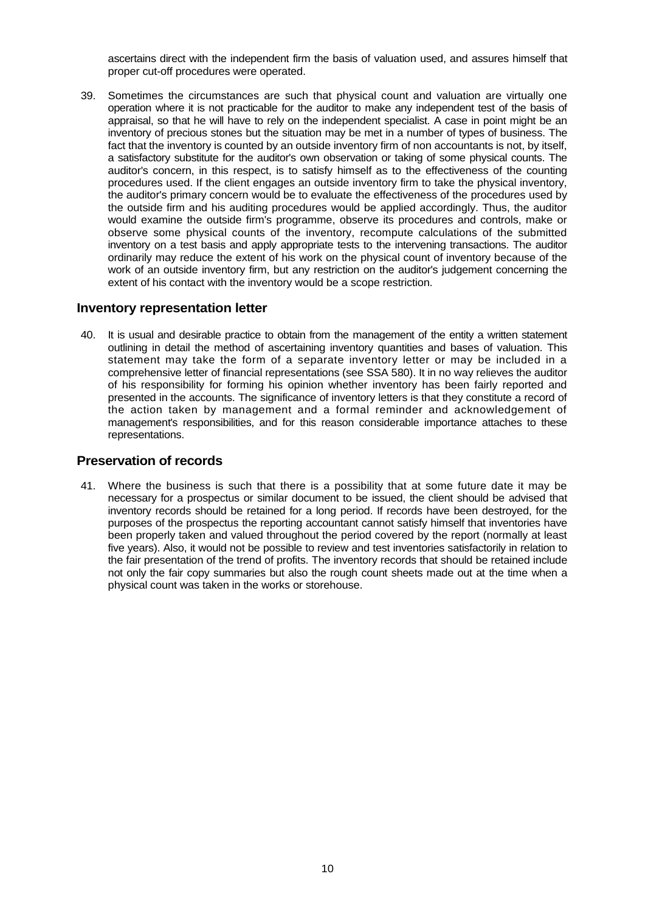ascertains direct with the independent firm the basis of valuation used, and assures himself that proper cut-off procedures were operated.

39. Sometimes the circumstances are such that physical count and valuation are virtually one operation where it is not practicable for the auditor to make any independent test of the basis of appraisal, so that he will have to rely on the independent specialist. A case in point might be an inventory of precious stones but the situation may be met in a number of types of business. The fact that the inventory is counted by an outside inventory firm of non accountants is not, by itself, a satisfactory substitute for the auditor's own observation or taking of some physical counts. The auditor's concern, in this respect, is to satisfy himself as to the effectiveness of the counting procedures used. If the client engages an outside inventory firm to take the physical inventory, the auditor's primary concern would be to evaluate the effectiveness of the procedures used by the outside firm and his auditing procedures would be applied accordingly. Thus, the auditor would examine the outside firm's programme, observe its procedures and controls, make or observe some physical counts of the inventory, recompute calculations of the submitted inventory on a test basis and apply appropriate tests to the intervening transactions. The auditor ordinarily may reduce the extent of his work on the physical count of inventory because of the work of an outside inventory firm, but any restriction on the auditor's judgement concerning the extent of his contact with the inventory would be a scope restriction.

## Inventory representation letter

40. It is usual and desirable practice to obtain from the management of the entity a written statement outlining in detail the method of ascertaining inventory quantities and bases of valuation. This statement may take the form of a separate inventory letter or may be included in a comprehensive letter of financial representations (see SSA 580). It in no way relieves the auditor of his responsibility for forming his opinion whether inventory has been fairly reported and presented in the accounts. The significance of inventory letters is that they constitute a record of the action taken by management and a formal reminder and acknowledgement of management's responsibilities, and for this reason considerable importance attaches to these representations.

## Preservation of records

41. Where the business is such that there is a possibility that at some future date it may be necessary for a prospectus or similar document to be issued, the client should be advised that inventory records should be retained for a long period. If records have been destroyed, for the purposes of the prospectus the reporting accountant cannot satisfy himself that inventories have been properly taken and valued throughout the period covered by the report (normally at least five years). Also, it would not be possible to review and test inventories satisfactorily in relation to the fair presentation of the trend of profits. The inventory records that should be retained include not only the fair copy summaries but also the rough count sheets made out at the time when a physical count was taken in the works or storehouse.